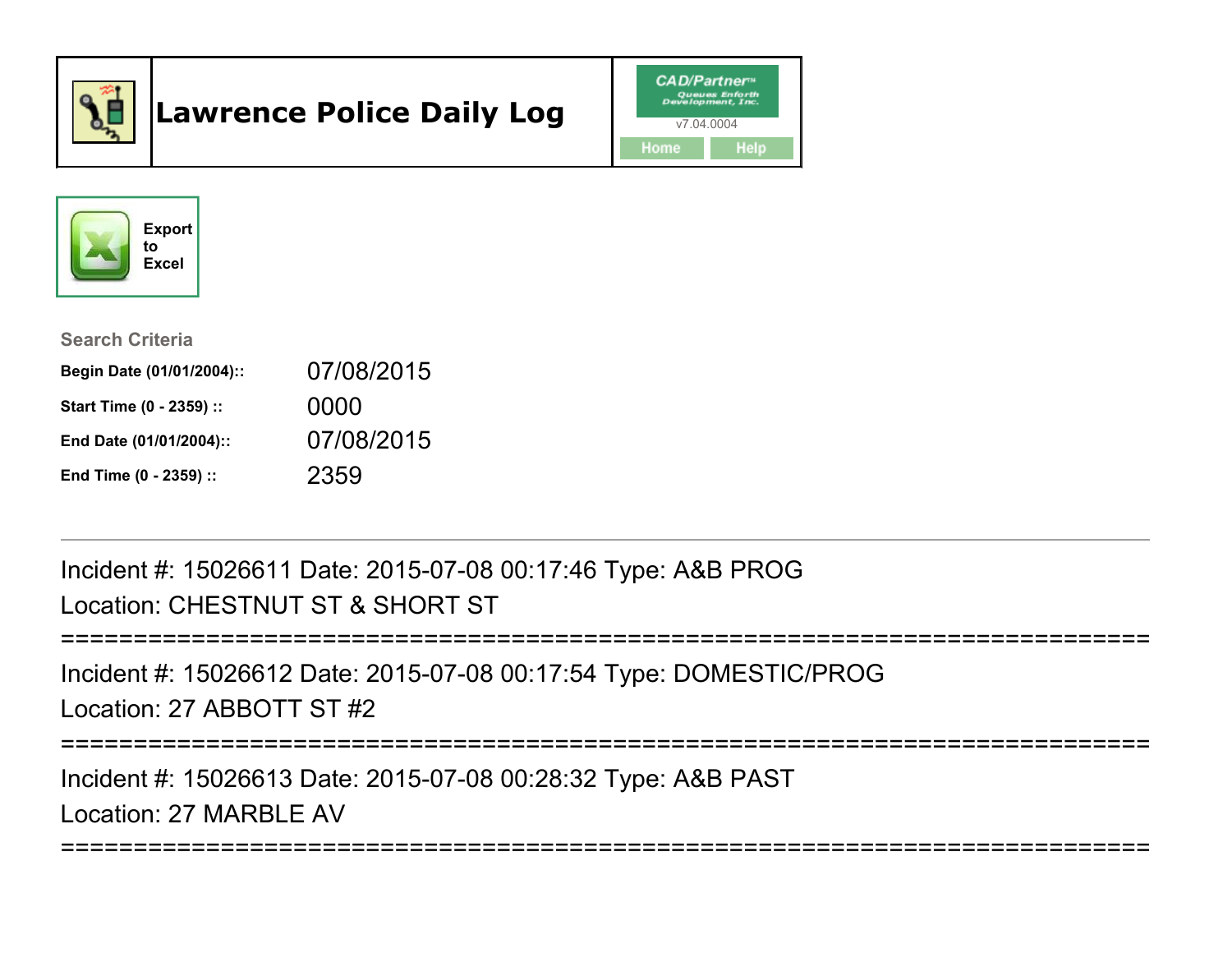# Lawrence Police Daily Log

CAD/Partner™ Queues Enforth Development, Inc.
v7.04.0004
Home Help

Export to Excel

### Search Criteria

| | |
|---|---|
| **Begin Date (01/01/2004)::** | 07/08/2015 |
| **Start Time (0 - 2359) ::** | 0000 |
| **End Date (01/01/2004)::** | 07/08/2015 |
| **End Time (0 - 2359) ::** | 2359 |

---

Incident #: 15026611 Date: 2015-07-08 00:17:46 Type: A&B PROG
Location: CHESTNUT ST & SHORT ST

===========================================================================

Incident #: 15026612 Date: 2015-07-08 00:17:54 Type: DOMESTIC/PROG
Location: 27 ABBOTT ST #2

===========================================================================

Incident #: 15026613 Date: 2015-07-08 00:28:32 Type: A&B PAST
Location: 27 MARBLE AV

===========================================================================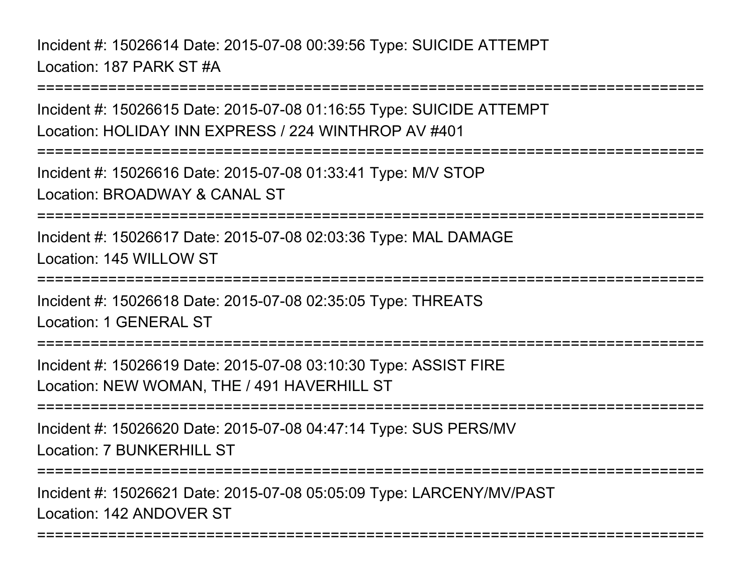Incident #: 15026614 Date: 2015-07-08 00:39:56 Type: SUICIDE ATTEMPT
Location: 187 PARK ST #A

===========================================================================

Incident #: 15026615 Date: 2015-07-08 01:16:55 Type: SUICIDE ATTEMPT
Location: HOLIDAY INN EXPRESS / 224 WINTHROP AV #401

===========================================================================

Incident #: 15026616 Date: 2015-07-08 01:33:41 Type: M/V STOP
Location: BROADWAY & CANAL ST

===========================================================================

Incident #: 15026617 Date: 2015-07-08 02:03:36 Type: MAL DAMAGE
Location: 145 WILLOW ST

===========================================================================

Incident #: 15026618 Date: 2015-07-08 02:35:05 Type: THREATS
Location: 1 GENERAL ST

===========================================================================

Incident #: 15026619 Date: 2015-07-08 03:10:30 Type: ASSIST FIRE
Location: NEW WOMAN, THE / 491 HAVERHILL ST

===========================================================================

Incident #: 15026620 Date: 2015-07-08 04:47:14 Type: SUS PERS/MV
Location: 7 BUNKERHILL ST

===========================================================================

Incident #: 15026621 Date: 2015-07-08 05:05:09 Type: LARCENY/MV/PAST
Location: 142 ANDOVER ST

===========================================================================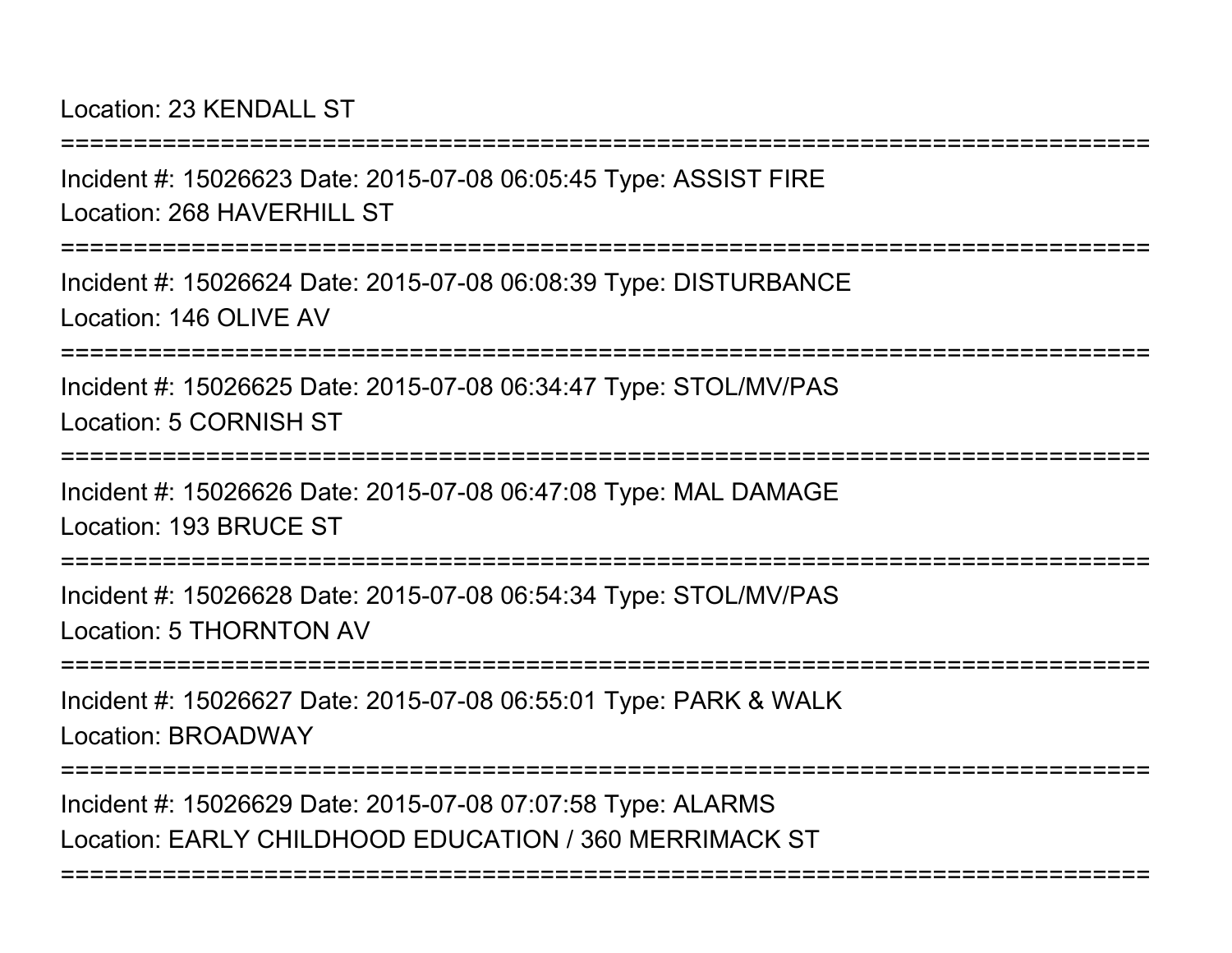Location: 23 KENDALL ST

===========================================================================

Incident #: 15026623 Date: 2015-07-08 06:05:45 Type: ASSIST FIRE

Location: 268 HAVERHILL ST

===========================================================================

Incident #: 15026624 Date: 2015-07-08 06:08:39 Type: DISTURBANCE

Location: 146 OLIVE AV

===========================================================================

Incident #: 15026625 Date: 2015-07-08 06:34:47 Type: STOL/MV/PAS

Location: 5 CORNISH ST

===========================================================================

Incident #: 15026626 Date: 2015-07-08 06:47:08 Type: MAL DAMAGE

Location: 193 BRUCE ST

===========================================================================

Incident #: 15026628 Date: 2015-07-08 06:54:34 Type: STOL/MV/PAS

Location: 5 THORNTON AV

===========================================================================

Incident #: 15026627 Date: 2015-07-08 06:55:01 Type: PARK & WALK

Location: BROADWAY

===========================================================================

Incident #: 15026629 Date: 2015-07-08 07:07:58 Type: ALARMS

Location: EARLY CHILDHOOD EDUCATION / 360 MERRIMACK ST

===========================================================================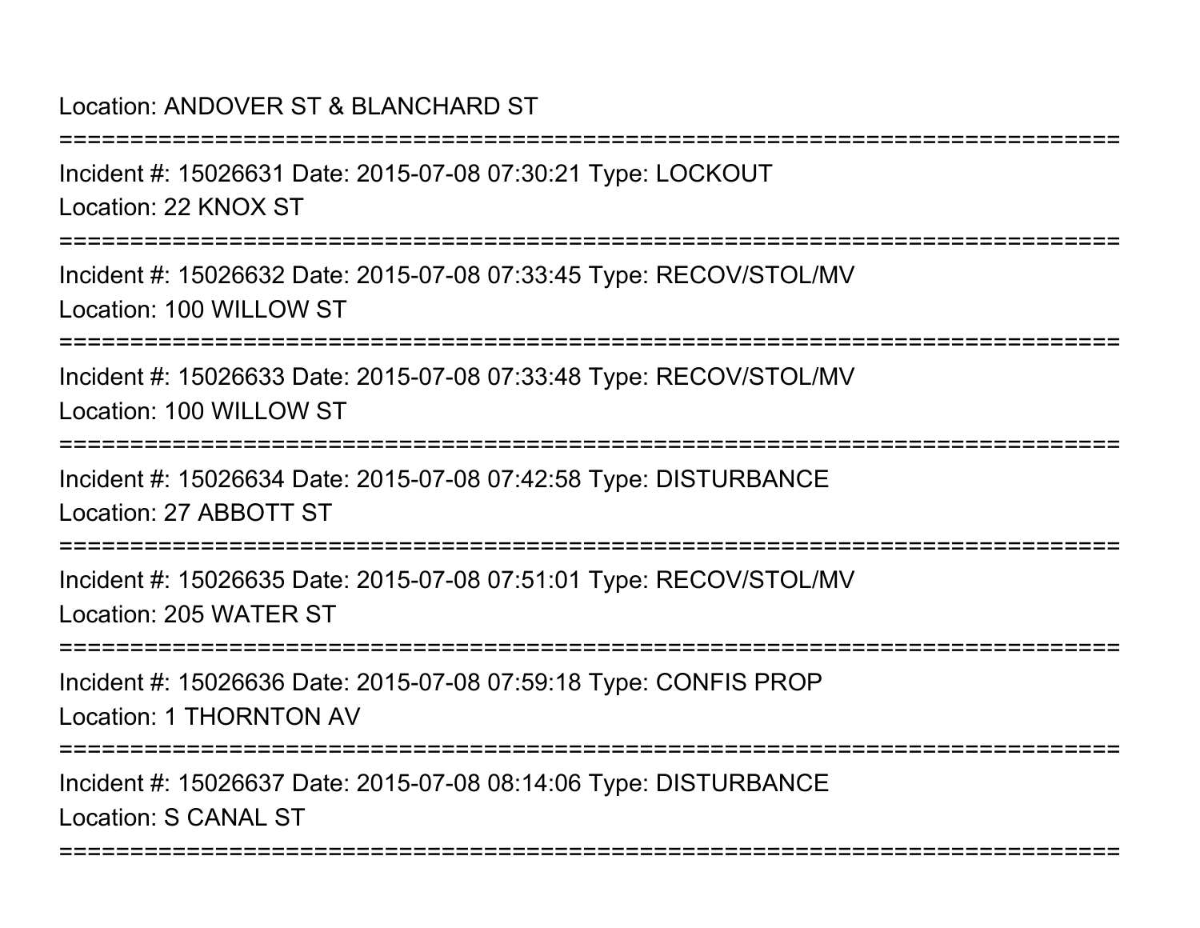Location: ANDOVER ST & BLANCHARD ST

===========================================================================

Incident #: 15026631 Date: 2015-07-08 07:30:21 Type: LOCKOUT

Location: 22 KNOX ST

===========================================================================

Incident #: 15026632 Date: 2015-07-08 07:33:45 Type: RECOV/STOL/MV

Location: 100 WILLOW ST

===========================================================================

Incident #: 15026633 Date: 2015-07-08 07:33:48 Type: RECOV/STOL/MV

Location: 100 WILLOW ST

===========================================================================

Incident #: 15026634 Date: 2015-07-08 07:42:58 Type: DISTURBANCE

Location: 27 ABBOTT ST

===========================================================================

Incident #: 15026635 Date: 2015-07-08 07:51:01 Type: RECOV/STOL/MV

Location: 205 WATER ST

===========================================================================

Incident #: 15026636 Date: 2015-07-08 07:59:18 Type: CONFIS PROP

Location: 1 THORNTON AV

===========================================================================

Incident #: 15026637 Date: 2015-07-08 08:14:06 Type: DISTURBANCE

Location: S CANAL ST

===========================================================================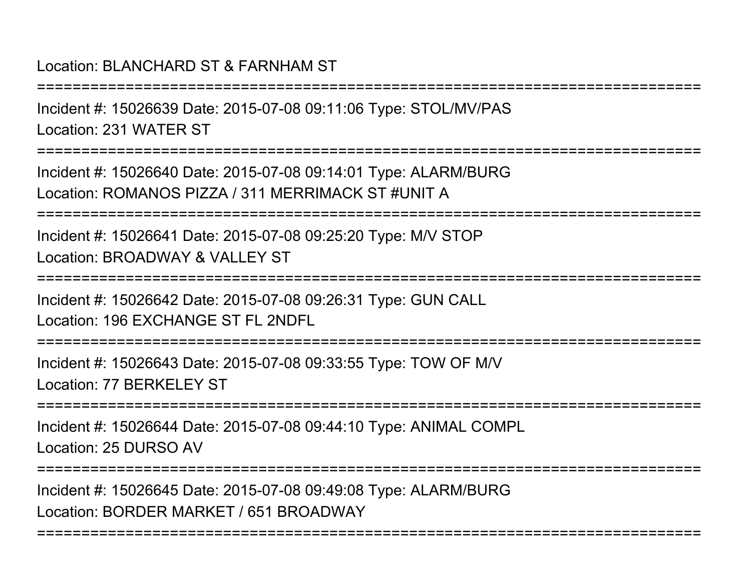Location: BLANCHARD ST & FARNHAM ST

===========================================================================

Incident #: 15026639 Date: 2015-07-08 09:11:06 Type: STOL/MV/PAS

Location: 231 WATER ST

===========================================================================

Incident #: 15026640 Date: 2015-07-08 09:14:01 Type: ALARM/BURG

Location: ROMANOS PIZZA / 311 MERRIMACK ST #UNIT A

===========================================================================

Incident #: 15026641 Date: 2015-07-08 09:25:20 Type: M/V STOP

Location: BROADWAY & VALLEY ST

===========================================================================

Incident #: 15026642 Date: 2015-07-08 09:26:31 Type: GUN CALL

Location: 196 EXCHANGE ST FL 2NDFL

===========================================================================

Incident #: 15026643 Date: 2015-07-08 09:33:55 Type: TOW OF M/V

Location: 77 BERKELEY ST

===========================================================================

Incident #: 15026644 Date: 2015-07-08 09:44:10 Type: ANIMAL COMPL

Location: 25 DURSO AV

===========================================================================

Incident #: 15026645 Date: 2015-07-08 09:49:08 Type: ALARM/BURG

Location: BORDER MARKET / 651 BROADWAY

===========================================================================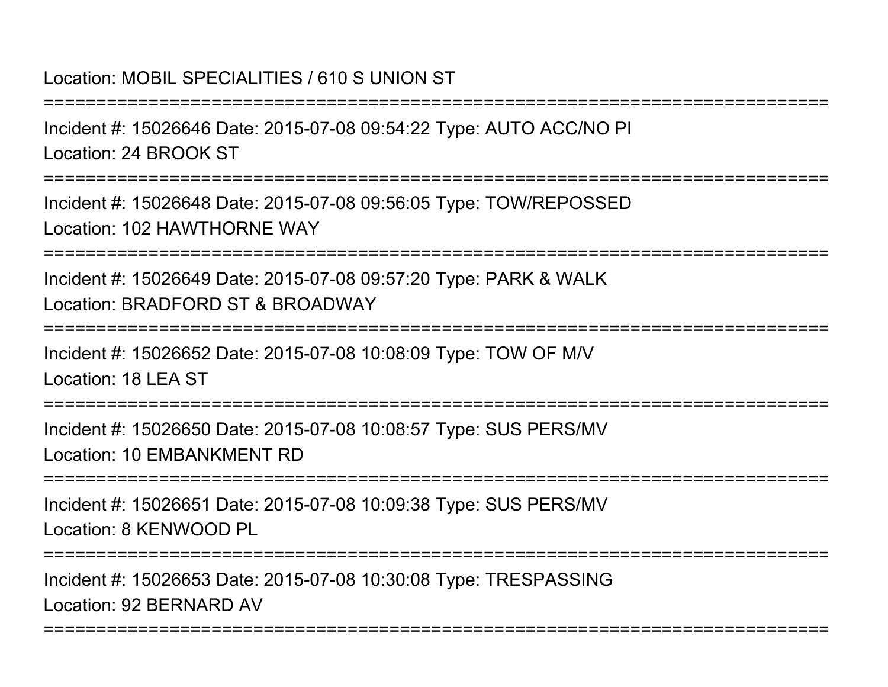Location: MOBIL SPECIALITIES / 610 S UNION ST

===========================================================================

Incident #: 15026646 Date: 2015-07-08 09:54:22 Type: AUTO ACC/NO PI

Location: 24 BROOK ST

===========================================================================

Incident #: 15026648 Date: 2015-07-08 09:56:05 Type: TOW/REPOSSED

Location: 102 HAWTHORNE WAY

===========================================================================

Incident #: 15026649 Date: 2015-07-08 09:57:20 Type: PARK & WALK

Location: BRADFORD ST & BROADWAY

===========================================================================

Incident #: 15026652 Date: 2015-07-08 10:08:09 Type: TOW OF M/V

Location: 18 LEA ST

===========================================================================

Incident #: 15026650 Date: 2015-07-08 10:08:57 Type: SUS PERS/MV

Location: 10 EMBANKMENT RD

===========================================================================

Incident #: 15026651 Date: 2015-07-08 10:09:38 Type: SUS PERS/MV

Location: 8 KENWOOD PL

===========================================================================

Incident #: 15026653 Date: 2015-07-08 10:30:08 Type: TRESPASSING

Location: 92 BERNARD AV

===========================================================================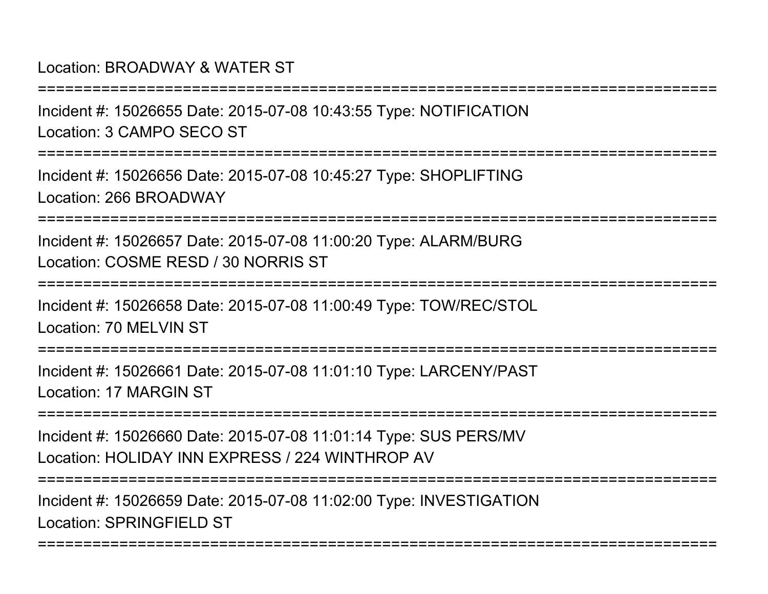Location: BROADWAY & WATER ST

===========================================================================

Incident #: 15026655 Date: 2015-07-08 10:43:55 Type: NOTIFICATION

Location: 3 CAMPO SECO ST

===========================================================================

Incident #: 15026656 Date: 2015-07-08 10:45:27 Type: SHOPLIFTING

Location: 266 BROADWAY

===========================================================================

Incident #: 15026657 Date: 2015-07-08 11:00:20 Type: ALARM/BURG

Location: COSME RESD / 30 NORRIS ST

===========================================================================

Incident #: 15026658 Date: 2015-07-08 11:00:49 Type: TOW/REC/STOL

Location: 70 MELVIN ST

===========================================================================

Incident #: 15026661 Date: 2015-07-08 11:01:10 Type: LARCENY/PAST

Location: 17 MARGIN ST

===========================================================================

Incident #: 15026660 Date: 2015-07-08 11:01:14 Type: SUS PERS/MV

Location: HOLIDAY INN EXPRESS / 224 WINTHROP AV

===========================================================================

Incident #: 15026659 Date: 2015-07-08 11:02:00 Type: INVESTIGATION

Location: SPRINGFIELD ST

===========================================================================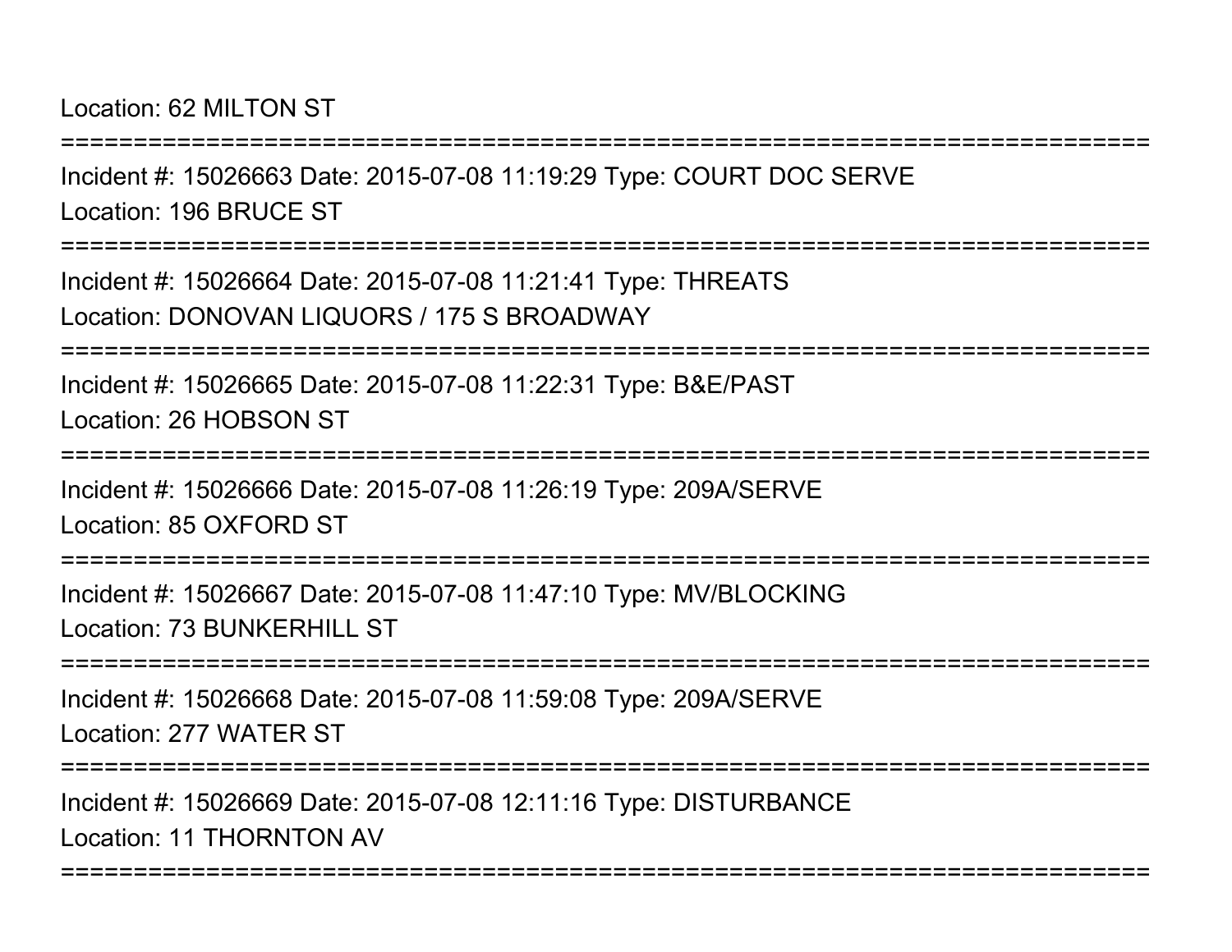Location: 62 MILTON ST

===========================================================================

Incident #: 15026663 Date: 2015-07-08 11:19:29 Type: COURT DOC SERVE
Location: 196 BRUCE ST

===========================================================================

Incident #: 15026664 Date: 2015-07-08 11:21:41 Type: THREATS
Location: DONOVAN LIQUORS / 175 S BROADWAY

===========================================================================

Incident #: 15026665 Date: 2015-07-08 11:22:31 Type: B&E/PAST
Location: 26 HOBSON ST

===========================================================================

Incident #: 15026666 Date: 2015-07-08 11:26:19 Type: 209A/SERVE
Location: 85 OXFORD ST

===========================================================================

Incident #: 15026667 Date: 2015-07-08 11:47:10 Type: MV/BLOCKING
Location: 73 BUNKERHILL ST

===========================================================================

Incident #: 15026668 Date: 2015-07-08 11:59:08 Type: 209A/SERVE
Location: 277 WATER ST

===========================================================================

Incident #: 15026669 Date: 2015-07-08 12:11:16 Type: DISTURBANCE
Location: 11 THORNTON AV

===========================================================================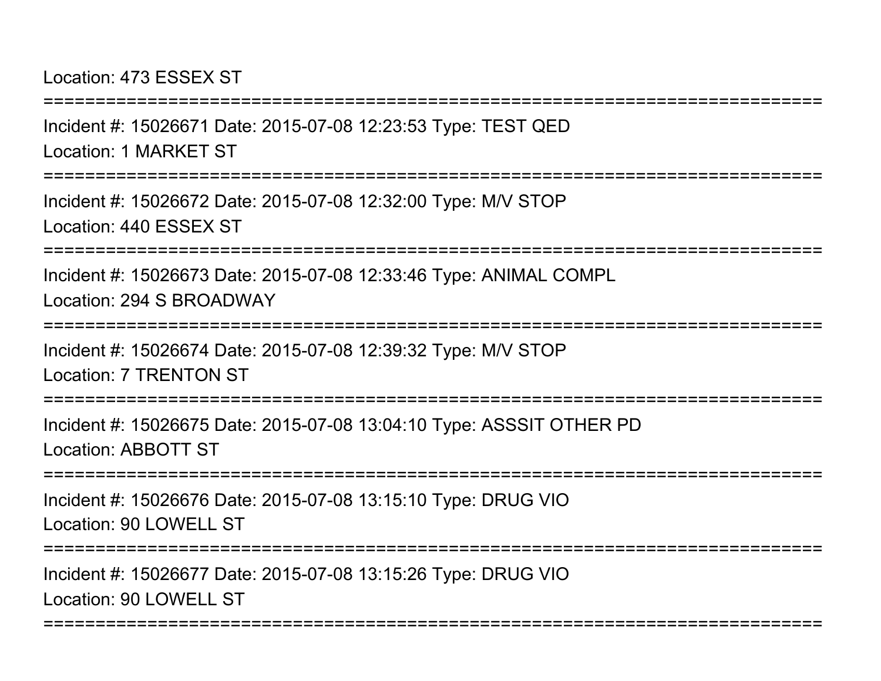Location: 473 ESSEX ST

===========================================================================

Incident #: 15026671 Date: 2015-07-08 12:23:53 Type: TEST QED

Location: 1 MARKET ST

===========================================================================

Incident #: 15026672 Date: 2015-07-08 12:32:00 Type: M/V STOP

Location: 440 ESSEX ST

===========================================================================

Incident #: 15026673 Date: 2015-07-08 12:33:46 Type: ANIMAL COMPL

Location: 294 S BROADWAY

===========================================================================

Incident #: 15026674 Date: 2015-07-08 12:39:32 Type: M/V STOP

Location: 7 TRENTON ST

===========================================================================

Incident #: 15026675 Date: 2015-07-08 13:04:10 Type: ASSSIT OTHER PD

Location: ABBOTT ST

===========================================================================

Incident #: 15026676 Date: 2015-07-08 13:15:10 Type: DRUG VIO

Location: 90 LOWELL ST

===========================================================================

Incident #: 15026677 Date: 2015-07-08 13:15:26 Type: DRUG VIO

Location: 90 LOWELL ST

===========================================================================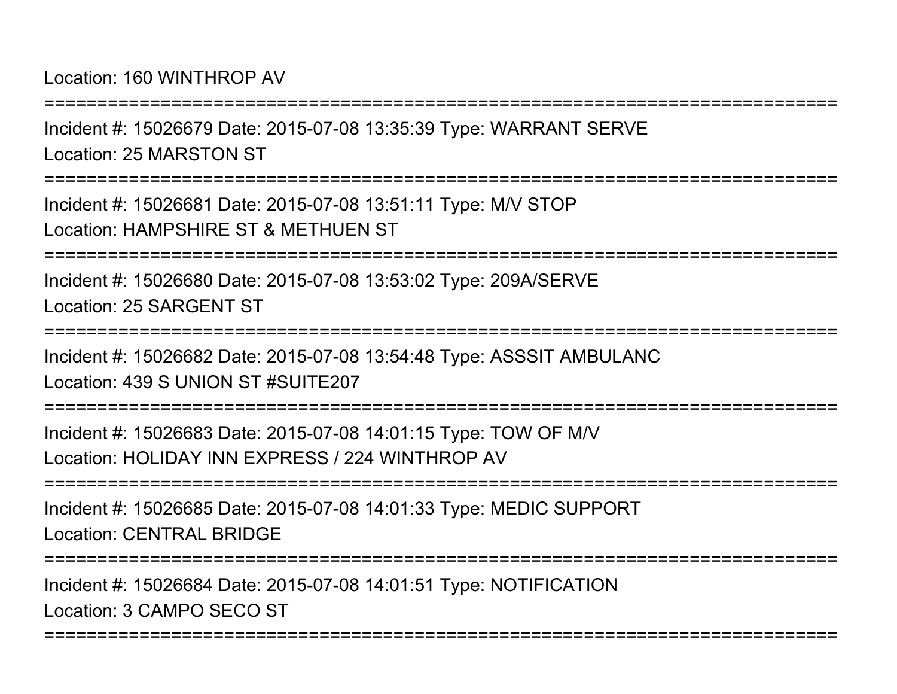Location: 160 WINTHROP AV

===========================================================================

Incident #: 15026679 Date: 2015-07-08 13:35:39 Type: WARRANT SERVE

Location: 25 MARSTON ST

===========================================================================

Incident #: 15026681 Date: 2015-07-08 13:51:11 Type: M/V STOP

Location: HAMPSHIRE ST & METHUEN ST

===========================================================================

Incident #: 15026680 Date: 2015-07-08 13:53:02 Type: 209A/SERVE

Location: 25 SARGENT ST

===========================================================================

Incident #: 15026682 Date: 2015-07-08 13:54:48 Type: ASSSIT AMBULANC

Location: 439 S UNION ST #SUITE207

===========================================================================

Incident #: 15026683 Date: 2015-07-08 14:01:15 Type: TOW OF M/V

Location: HOLIDAY INN EXPRESS / 224 WINTHROP AV

===========================================================================

Incident #: 15026685 Date: 2015-07-08 14:01:33 Type: MEDIC SUPPORT

Location: CENTRAL BRIDGE

===========================================================================

Incident #: 15026684 Date: 2015-07-08 14:01:51 Type: NOTIFICATION

Location: 3 CAMPO SECO ST

===========================================================================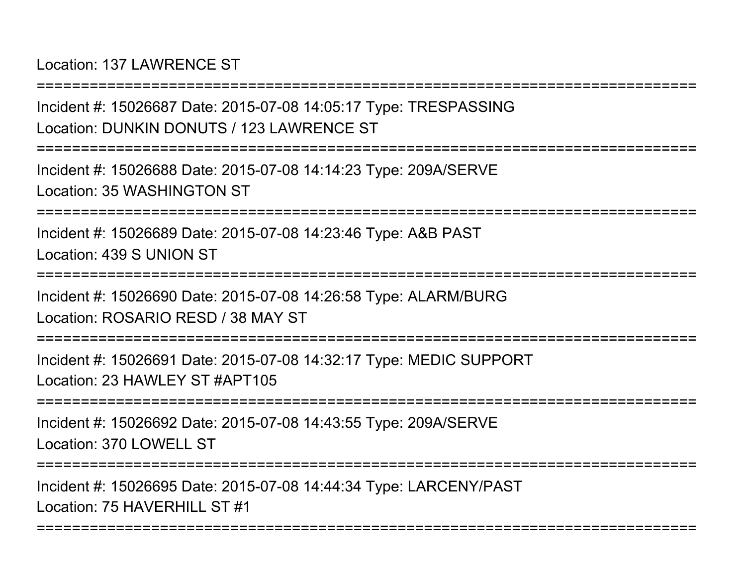Location: 137 LAWRENCE ST

===========================================================================

Incident #: 15026687 Date: 2015-07-08 14:05:17 Type: TRESPASSING

Location: DUNKIN DONUTS / 123 LAWRENCE ST

===========================================================================

Incident #: 15026688 Date: 2015-07-08 14:14:23 Type: 209A/SERVE

Location: 35 WASHINGTON ST

===========================================================================

Incident #: 15026689 Date: 2015-07-08 14:23:46 Type: A&B PAST

Location: 439 S UNION ST

===========================================================================

Incident #: 15026690 Date: 2015-07-08 14:26:58 Type: ALARM/BURG

Location: ROSARIO RESD / 38 MAY ST

===========================================================================

Incident #: 15026691 Date: 2015-07-08 14:32:17 Type: MEDIC SUPPORT

Location: 23 HAWLEY ST #APT105

===========================================================================

Incident #: 15026692 Date: 2015-07-08 14:43:55 Type: 209A/SERVE

Location: 370 LOWELL ST

===========================================================================

Incident #: 15026695 Date: 2015-07-08 14:44:34 Type: LARCENY/PAST

Location: 75 HAVERHILL ST #1

===========================================================================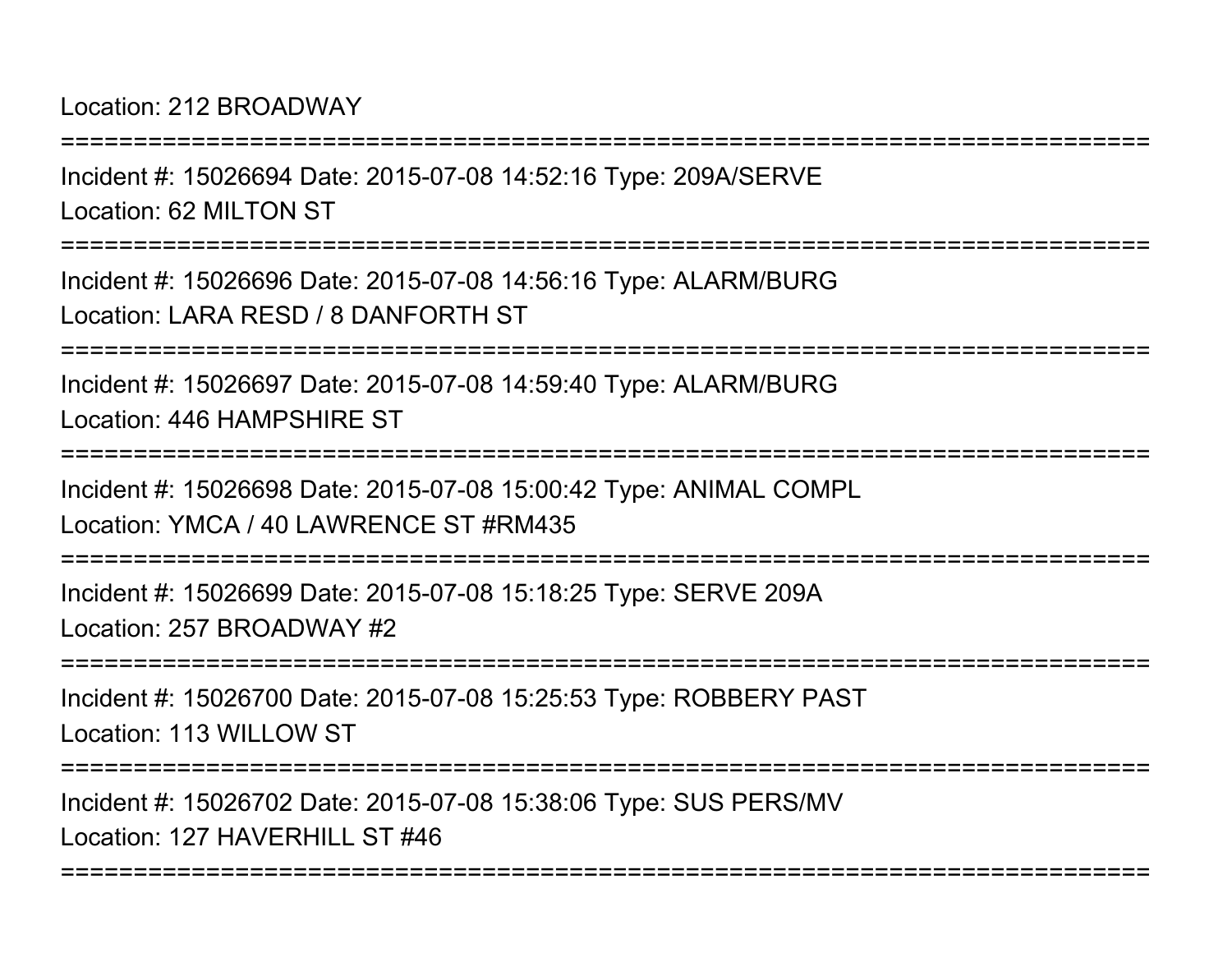Location: 212 BROADWAY

===========================================================================

Incident #: 15026694 Date: 2015-07-08 14:52:16 Type: 209A/SERVE

Location: 62 MILTON ST

===========================================================================

Incident #: 15026696 Date: 2015-07-08 14:56:16 Type: ALARM/BURG

Location: LARA RESD / 8 DANFORTH ST

===========================================================================

Incident #: 15026697 Date: 2015-07-08 14:59:40 Type: ALARM/BURG

Location: 446 HAMPSHIRE ST

===========================================================================

Incident #: 15026698 Date: 2015-07-08 15:00:42 Type: ANIMAL COMPL

Location: YMCA / 40 LAWRENCE ST #RM435

===========================================================================

Incident #: 15026699 Date: 2015-07-08 15:18:25 Type: SERVE 209A

Location: 257 BROADWAY #2

===========================================================================

Incident #: 15026700 Date: 2015-07-08 15:25:53 Type: ROBBERY PAST

Location: 113 WILLOW ST

===========================================================================

Incident #: 15026702 Date: 2015-07-08 15:38:06 Type: SUS PERS/MV

Location: 127 HAVERHILL ST #46

===========================================================================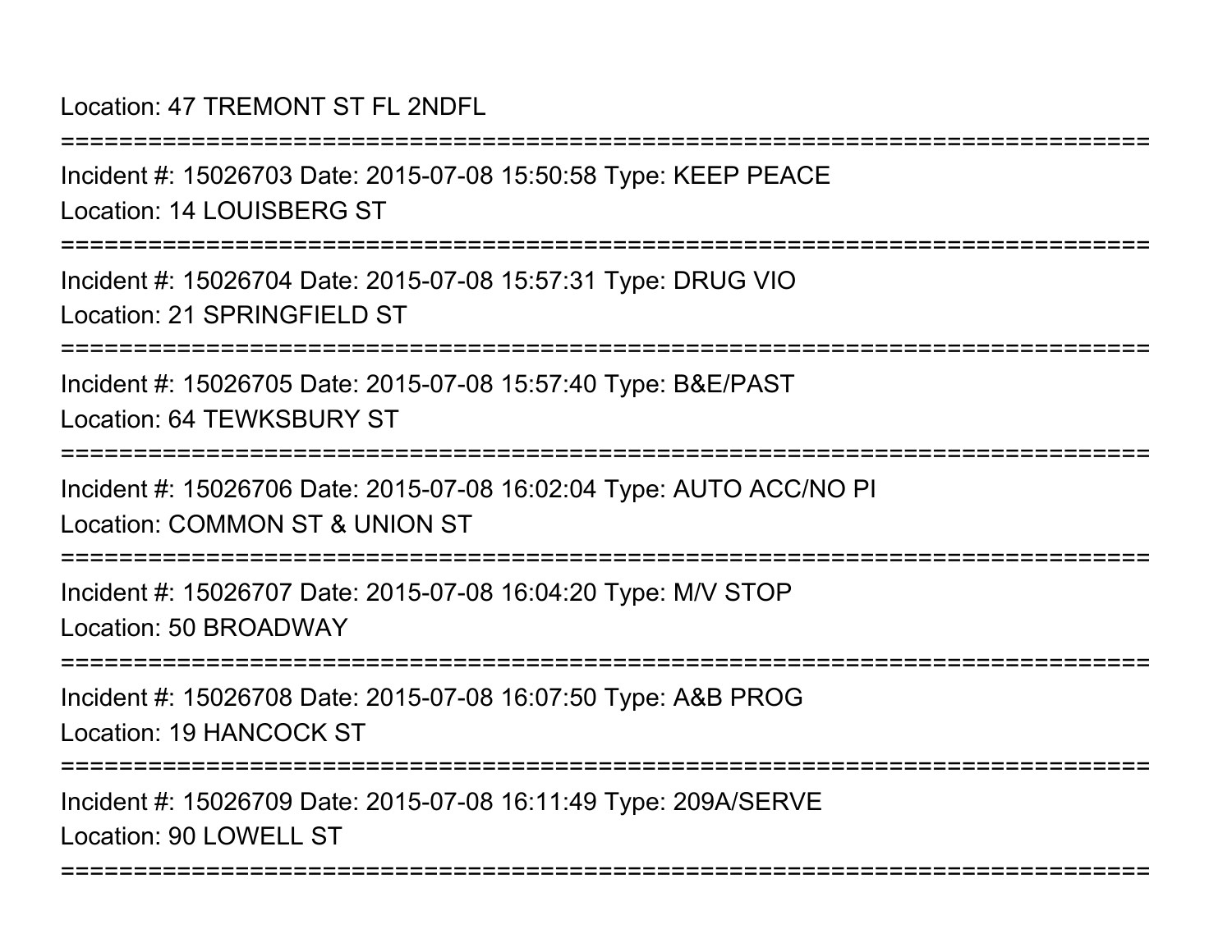Location: 47 TREMONT ST FL 2NDFL

===========================================================================

Incident #: 15026703 Date: 2015-07-08 15:50:58 Type: KEEP PEACE

Location: 14 LOUISBERG ST

===========================================================================

Incident #: 15026704 Date: 2015-07-08 15:57:31 Type: DRUG VIO

Location: 21 SPRINGFIELD ST

===========================================================================

Incident #: 15026705 Date: 2015-07-08 15:57:40 Type: B&E/PAST

Location: 64 TEWKSBURY ST

===========================================================================

Incident #: 15026706 Date: 2015-07-08 16:02:04 Type: AUTO ACC/NO PI

Location: COMMON ST & UNION ST

===========================================================================

Incident #: 15026707 Date: 2015-07-08 16:04:20 Type: M/V STOP

Location: 50 BROADWAY

===========================================================================

Incident #: 15026708 Date: 2015-07-08 16:07:50 Type: A&B PROG

Location: 19 HANCOCK ST

===========================================================================

Incident #: 15026709 Date: 2015-07-08 16:11:49 Type: 209A/SERVE

Location: 90 LOWELL ST

===========================================================================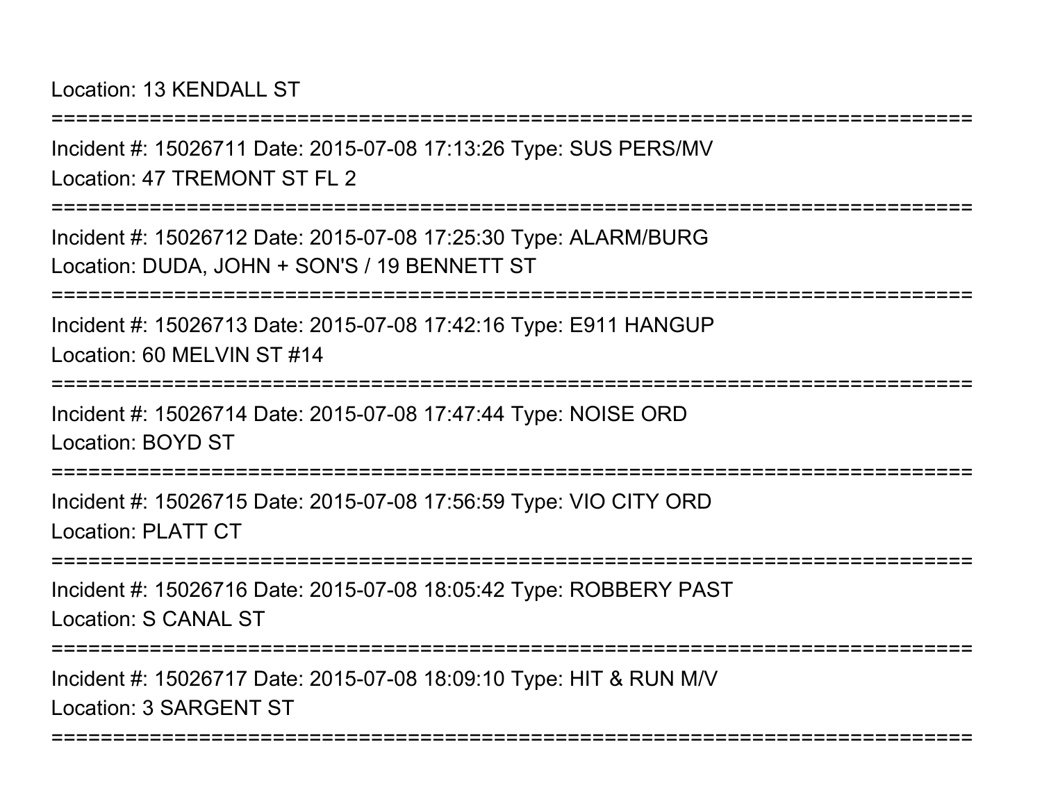Location: 13 KENDALL ST

===========================================================================

Incident #: 15026711 Date: 2015-07-08 17:13:26 Type: SUS PERS/MV
Location: 47 TREMONT ST FL 2

===========================================================================

Incident #: 15026712 Date: 2015-07-08 17:25:30 Type: ALARM/BURG
Location: DUDA, JOHN + SON'S / 19 BENNETT ST

===========================================================================

Incident #: 15026713 Date: 2015-07-08 17:42:16 Type: E911 HANGUP
Location: 60 MELVIN ST #14

===========================================================================

Incident #: 15026714 Date: 2015-07-08 17:47:44 Type: NOISE ORD
Location: BOYD ST

===========================================================================

Incident #: 15026715 Date: 2015-07-08 17:56:59 Type: VIO CITY ORD
Location: PLATT CT

===========================================================================

Incident #: 15026716 Date: 2015-07-08 18:05:42 Type: ROBBERY PAST
Location: S CANAL ST

===========================================================================

Incident #: 15026717 Date: 2015-07-08 18:09:10 Type: HIT & RUN M/V
Location: 3 SARGENT ST

===========================================================================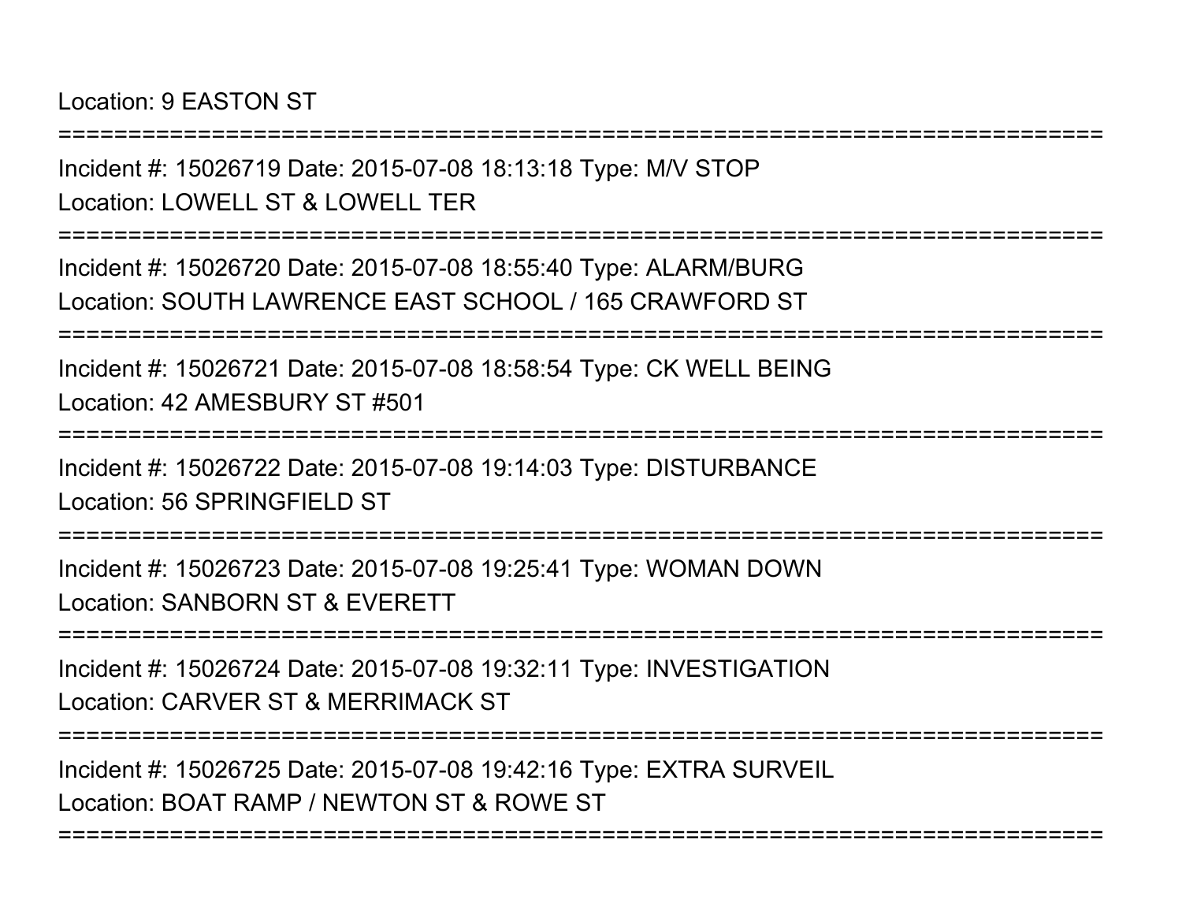Location: 9 EASTON ST

===========================================================================

Incident #: 15026719 Date: 2015-07-08 18:13:18 Type: M/V STOP

Location: LOWELL ST & LOWELL TER

===========================================================================

Incident #: 15026720 Date: 2015-07-08 18:55:40 Type: ALARM/BURG

Location: SOUTH LAWRENCE EAST SCHOOL / 165 CRAWFORD ST

===========================================================================

Incident #: 15026721 Date: 2015-07-08 18:58:54 Type: CK WELL BEING

Location: 42 AMESBURY ST #501

===========================================================================

Incident #: 15026722 Date: 2015-07-08 19:14:03 Type: DISTURBANCE

Location: 56 SPRINGFIELD ST

===========================================================================

Incident #: 15026723 Date: 2015-07-08 19:25:41 Type: WOMAN DOWN

Location: SANBORN ST & EVERETT

===========================================================================

Incident #: 15026724 Date: 2015-07-08 19:32:11 Type: INVESTIGATION

Location: CARVER ST & MERRIMACK ST

===========================================================================

Incident #: 15026725 Date: 2015-07-08 19:42:16 Type: EXTRA SURVEIL

Location: BOAT RAMP / NEWTON ST & ROWE ST

===========================================================================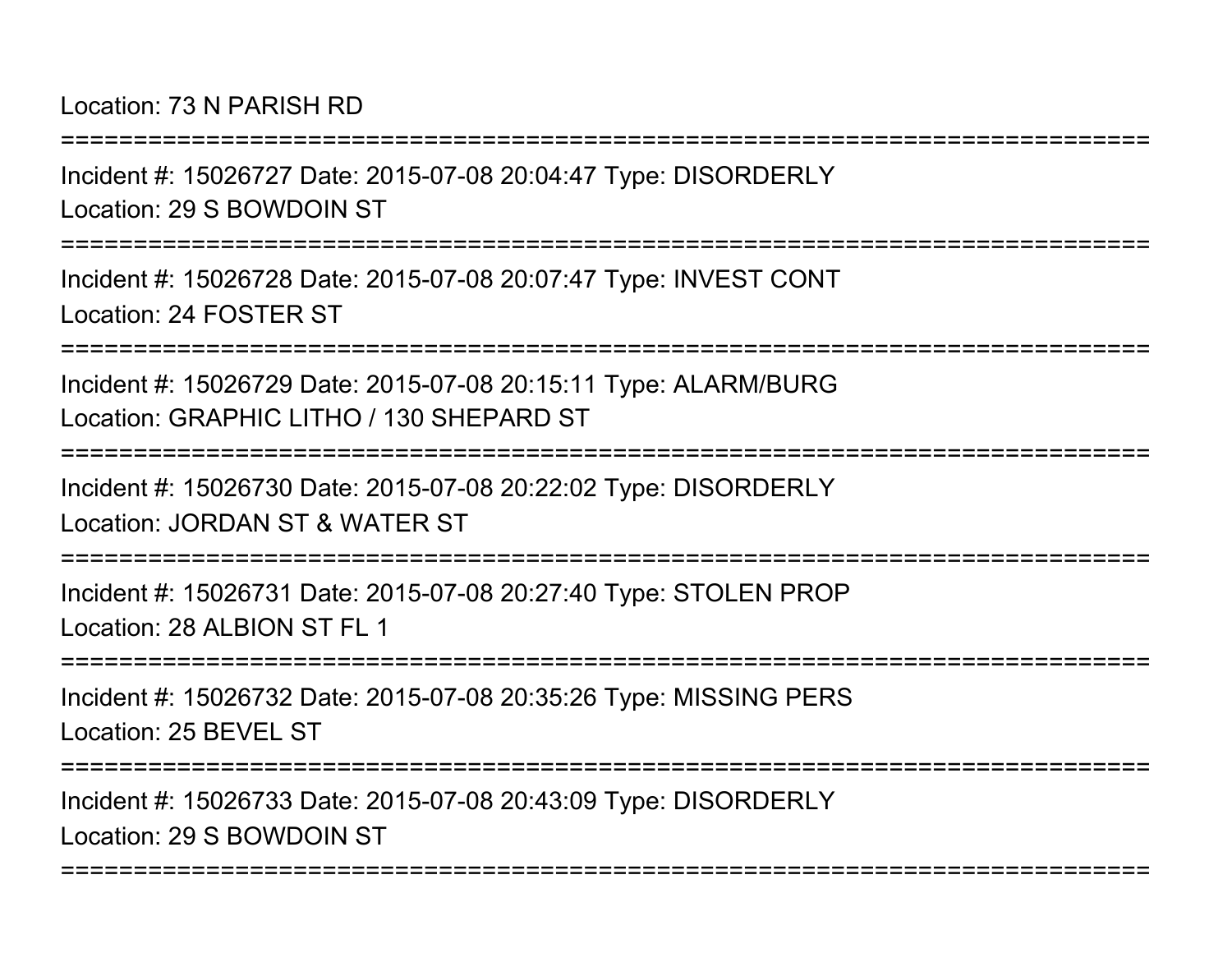Location: 73 N PARISH RD

===========================================================================

Incident #: 15026727 Date: 2015-07-08 20:04:47 Type: DISORDERLY

Location: 29 S BOWDOIN ST

===========================================================================

Incident #: 15026728 Date: 2015-07-08 20:07:47 Type: INVEST CONT

Location: 24 FOSTER ST

===========================================================================

Incident #: 15026729 Date: 2015-07-08 20:15:11 Type: ALARM/BURG

Location: GRAPHIC LITHO / 130 SHEPARD ST

===========================================================================

Incident #: 15026730 Date: 2015-07-08 20:22:02 Type: DISORDERLY

Location: JORDAN ST & WATER ST

===========================================================================

Incident #: 15026731 Date: 2015-07-08 20:27:40 Type: STOLEN PROP

Location: 28 ALBION ST FL 1

===========================================================================

Incident #: 15026732 Date: 2015-07-08 20:35:26 Type: MISSING PERS

Location: 25 BEVEL ST

===========================================================================

Incident #: 15026733 Date: 2015-07-08 20:43:09 Type: DISORDERLY

Location: 29 S BOWDOIN ST

===========================================================================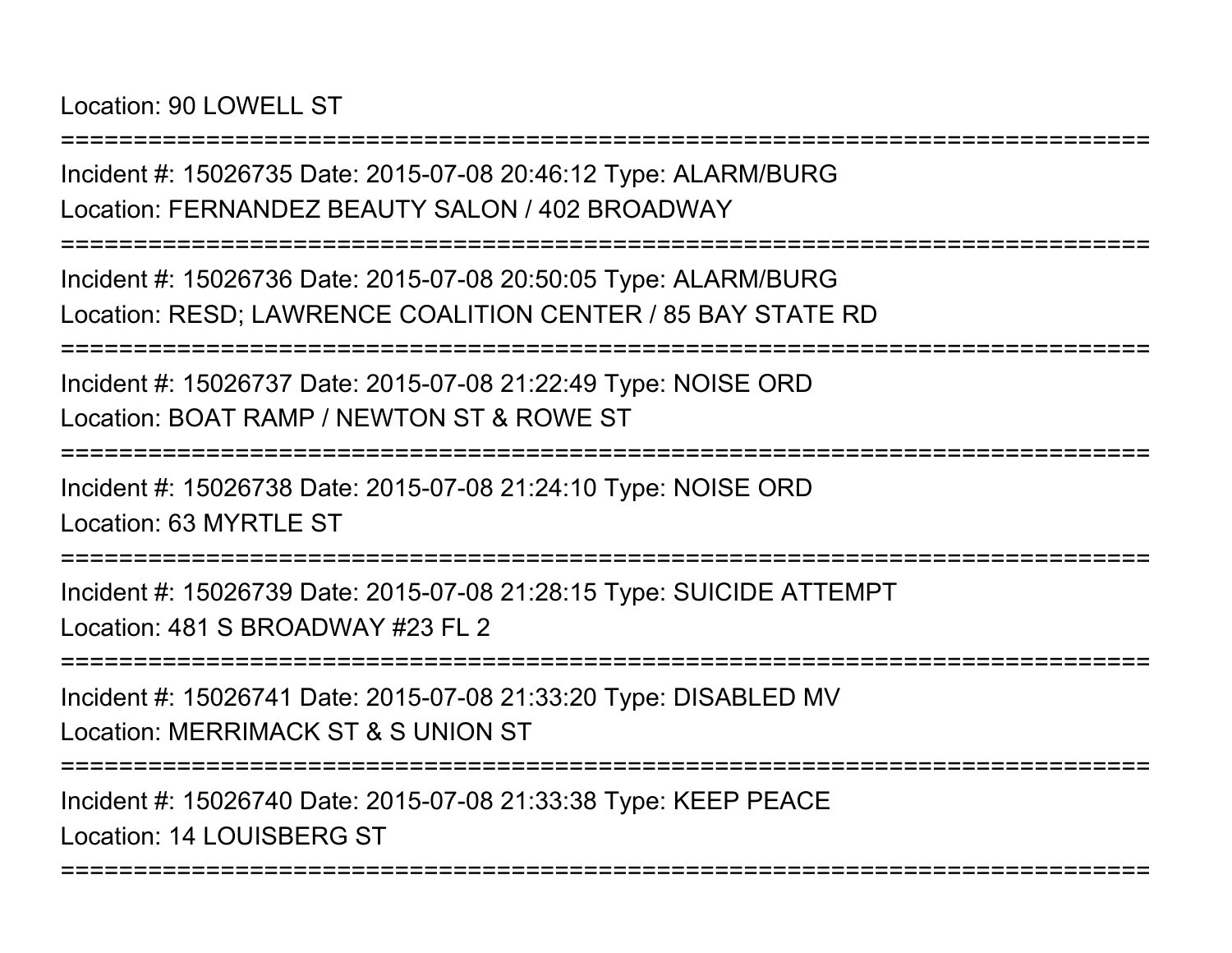Location: 90 LOWELL ST

===========================================================================

Incident #: 15026735 Date: 2015-07-08 20:46:12 Type: ALARM/BURG

Location: FERNANDEZ BEAUTY SALON / 402 BROADWAY

===========================================================================

Incident #: 15026736 Date: 2015-07-08 20:50:05 Type: ALARM/BURG

Location: RESD; LAWRENCE COALITION CENTER / 85 BAY STATE RD

===========================================================================

Incident #: 15026737 Date: 2015-07-08 21:22:49 Type: NOISE ORD

Location: BOAT RAMP / NEWTON ST & ROWE ST

===========================================================================

Incident #: 15026738 Date: 2015-07-08 21:24:10 Type: NOISE ORD

Location: 63 MYRTLE ST

===========================================================================

Incident #: 15026739 Date: 2015-07-08 21:28:15 Type: SUICIDE ATTEMPT

Location: 481 S BROADWAY #23 FL 2

===========================================================================

Incident #: 15026741 Date: 2015-07-08 21:33:20 Type: DISABLED MV

Location: MERRIMACK ST & S UNION ST

===========================================================================

Incident #: 15026740 Date: 2015-07-08 21:33:38 Type: KEEP PEACE

Location: 14 LOUISBERG ST

===========================================================================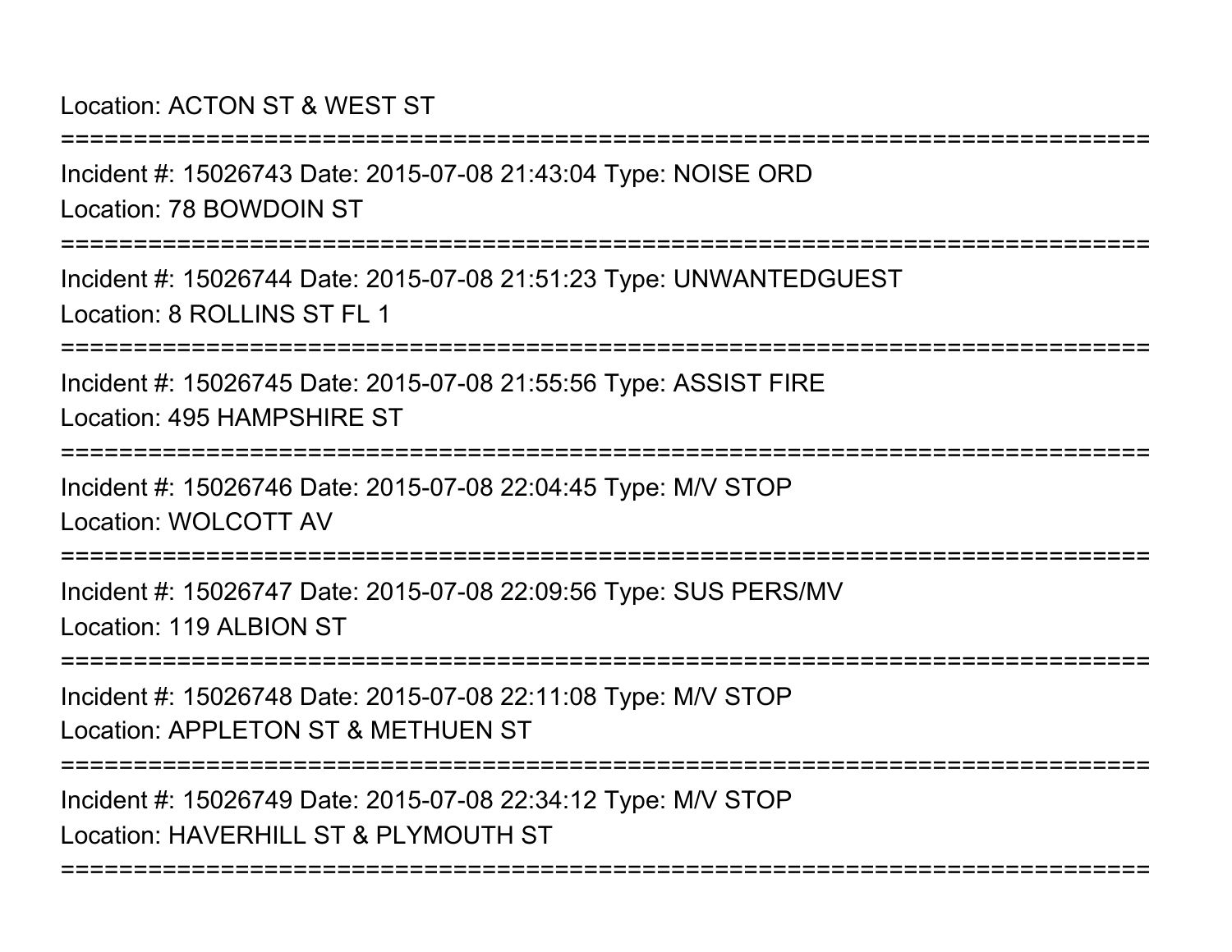Location: ACTON ST & WEST ST

===========================================================================

Incident #: 15026743 Date: 2015-07-08 21:43:04 Type: NOISE ORD

Location: 78 BOWDOIN ST

===========================================================================

Incident #: 15026744 Date: 2015-07-08 21:51:23 Type: UNWANTEDGUEST

Location: 8 ROLLINS ST FL 1

===========================================================================

Incident #: 15026745 Date: 2015-07-08 21:55:56 Type: ASSIST FIRE

Location: 495 HAMPSHIRE ST

===========================================================================

Incident #: 15026746 Date: 2015-07-08 22:04:45 Type: M/V STOP

Location: WOLCOTT AV

===========================================================================

Incident #: 15026747 Date: 2015-07-08 22:09:56 Type: SUS PERS/MV

Location: 119 ALBION ST

===========================================================================

Incident #: 15026748 Date: 2015-07-08 22:11:08 Type: M/V STOP

Location: APPLETON ST & METHUEN ST

===========================================================================

Incident #: 15026749 Date: 2015-07-08 22:34:12 Type: M/V STOP

Location: HAVERHILL ST & PLYMOUTH ST

===========================================================================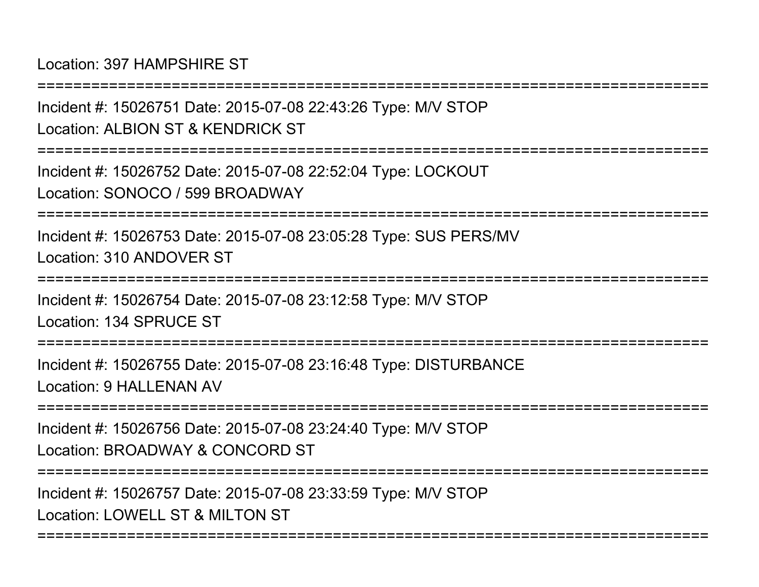Location: 397 HAMPSHIRE ST

===========================================================================

Incident #: 15026751 Date: 2015-07-08 22:43:26 Type: M/V STOP

Location: ALBION ST & KENDRICK ST

===========================================================================

Incident #: 15026752 Date: 2015-07-08 22:52:04 Type: LOCKOUT

Location: SONOCO / 599 BROADWAY

===========================================================================

Incident #: 15026753 Date: 2015-07-08 23:05:28 Type: SUS PERS/MV

Location: 310 ANDOVER ST

===========================================================================

Incident #: 15026754 Date: 2015-07-08 23:12:58 Type: M/V STOP

Location: 134 SPRUCE ST

===========================================================================

Incident #: 15026755 Date: 2015-07-08 23:16:48 Type: DISTURBANCE

Location: 9 HALLENAN AV

===========================================================================

Incident #: 15026756 Date: 2015-07-08 23:24:40 Type: M/V STOP

Location: BROADWAY & CONCORD ST

===========================================================================

Incident #: 15026757 Date: 2015-07-08 23:33:59 Type: M/V STOP

Location: LOWELL ST & MILTON ST

===========================================================================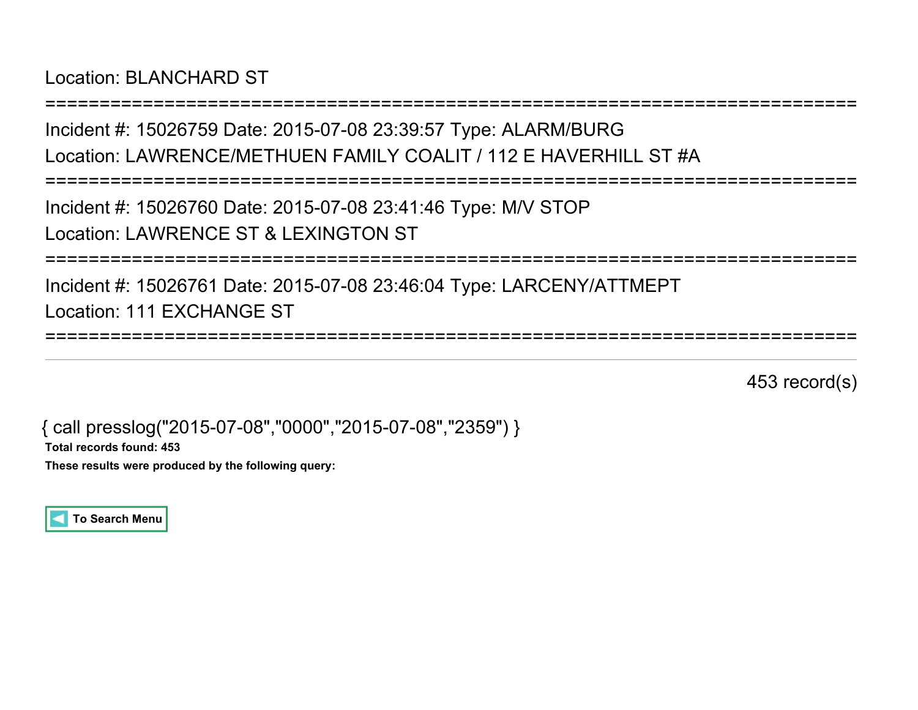Location: BLANCHARD ST

===========================================================================

Incident #: 15026759 Date: 2015-07-08 23:39:57 Type: ALARM/BURG

Location: LAWRENCE/METHUEN FAMILY COALIT / 112 E HAVERHILL ST #A

===========================================================================

Incident #: 15026760 Date: 2015-07-08 23:41:46 Type: M/V STOP

Location: LAWRENCE ST & LEXINGTON ST

===========================================================================

Incident #: 15026761 Date: 2015-07-08 23:46:04 Type: LARCENY/ATTMEPT

Location: 111 EXCHANGE ST

===========================================================================

---

453 record(s)

{ call presslog("2015-07-08","0000","2015-07-08","2359") }

**Total records found: 453**

**These results were produced by the following query:**

**To Search Menu**